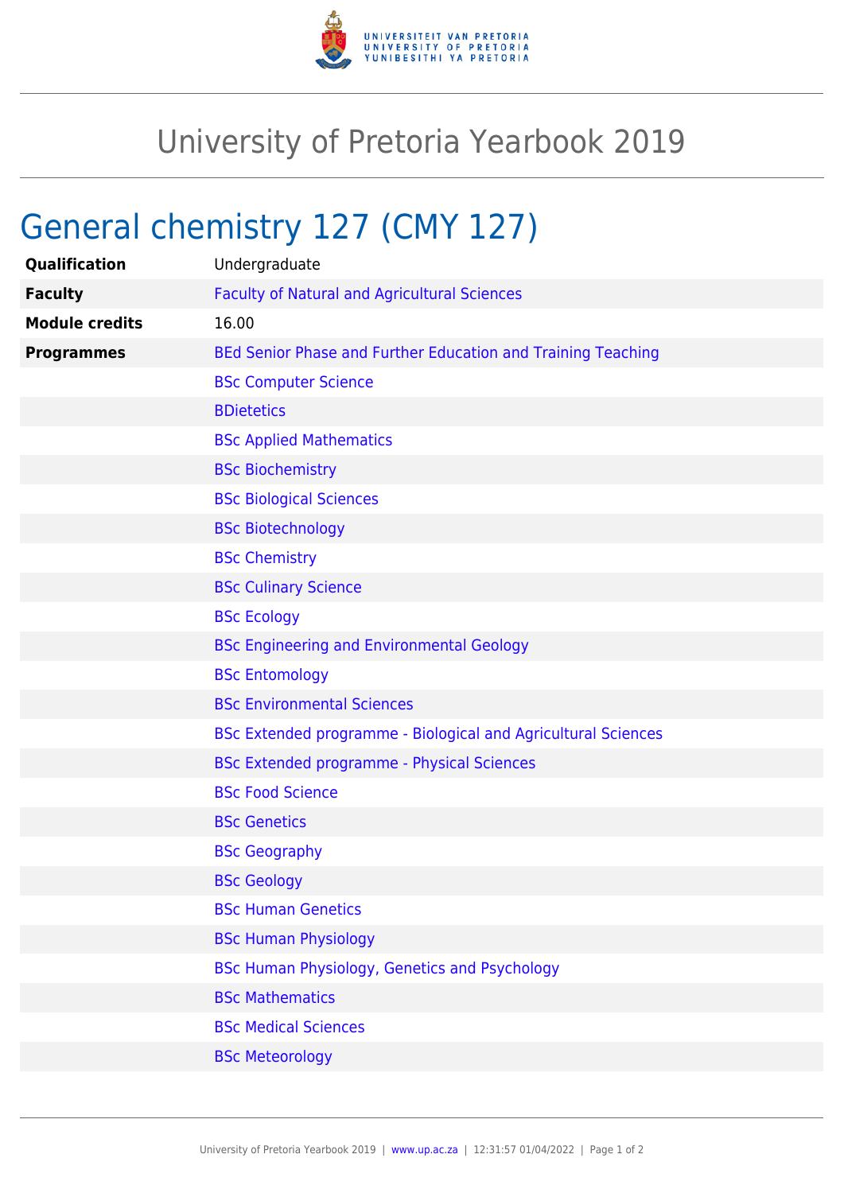# University of Pretoria Yearbook 2019

## General chemistry 127 (CMY 127)

| | |
|---|---|
| **Qualification** | Undergraduate |
| **Faculty** | Faculty of Natural and Agricultural Sciences |
| **Module credits** | 16.00 |
| **Programmes** | BEd Senior Phase and Further Education and Training Teaching |
| | BSc Computer Science |
| | BDietetics |
| | BSc Applied Mathematics |
| | BSc Biochemistry |
| | BSc Biological Sciences |
| | BSc Biotechnology |
| | BSc Chemistry |
| | BSc Culinary Science |
| | BSc Ecology |
| | BSc Engineering and Environmental Geology |
| | BSc Entomology |
| | BSc Environmental Sciences |
| | BSc Extended programme - Biological and Agricultural Sciences |
| | BSc Extended programme - Physical Sciences |
| | BSc Food Science |
| | BSc Genetics |
| | BSc Geography |
| | BSc Geology |
| | BSc Human Genetics |
| | BSc Human Physiology |
| | BSc Human Physiology, Genetics and Psychology |
| | BSc Mathematics |
| | BSc Medical Sciences |
| | BSc Meteorology |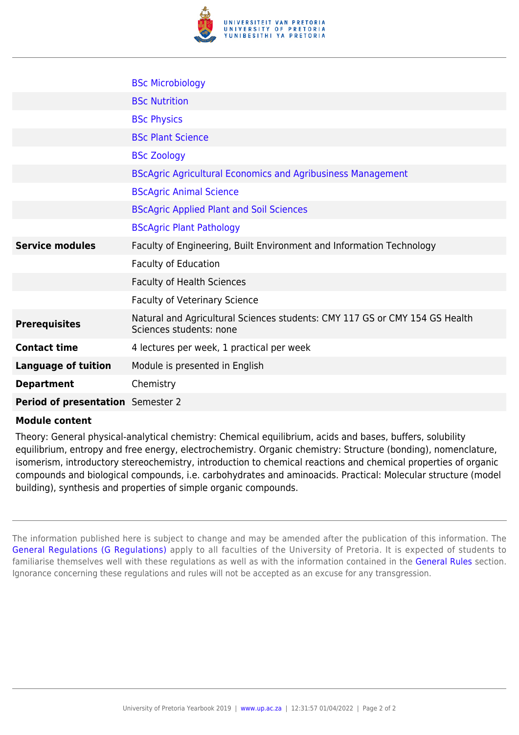| | |
|---|---|
| | BSc Microbiology |
| | BSc Nutrition |
| | BSc Physics |
| | BSc Plant Science |
| | BSc Zoology |
| | BScAgric Agricultural Economics and Agribusiness Management |
| | BScAgric Animal Science |
| | BScAgric Applied Plant and Soil Sciences |
| | BScAgric Plant Pathology |
| **Service modules** | Faculty of Engineering, Built Environment and Information Technology |
| | Faculty of Education |
| | Faculty of Health Sciences |
| | Faculty of Veterinary Science |
| **Prerequisites** | Natural and Agricultural Sciences students: CMY 117 GS or CMY 154 GS Health Sciences students: none |
| **Contact time** | 4 lectures per week, 1 practical per week |
| **Language of tuition** | Module is presented in English |
| **Department** | Chemistry |
| **Period of presentation** | Semester 2 |

**Module content**

Theory: General physical-analytical chemistry: Chemical equilibrium, acids and bases, buffers, solubility equilibrium, entropy and free energy, electrochemistry. Organic chemistry: Structure (bonding), nomenclature, isomerism, introductory stereochemistry, introduction to chemical reactions and chemical properties of organic compounds and biological compounds, i.e. carbohydrates and aminoacids. Practical: Molecular structure (model building), synthesis and properties of simple organic compounds.

The information published here is subject to change and may be amended after the publication of this information. The General Regulations (G Regulations) apply to all faculties of the University of Pretoria. It is expected of students to familiarise themselves well with these regulations as well as with the information contained in the General Rules section. Ignorance concerning these regulations and rules will not be accepted as an excuse for any transgression.